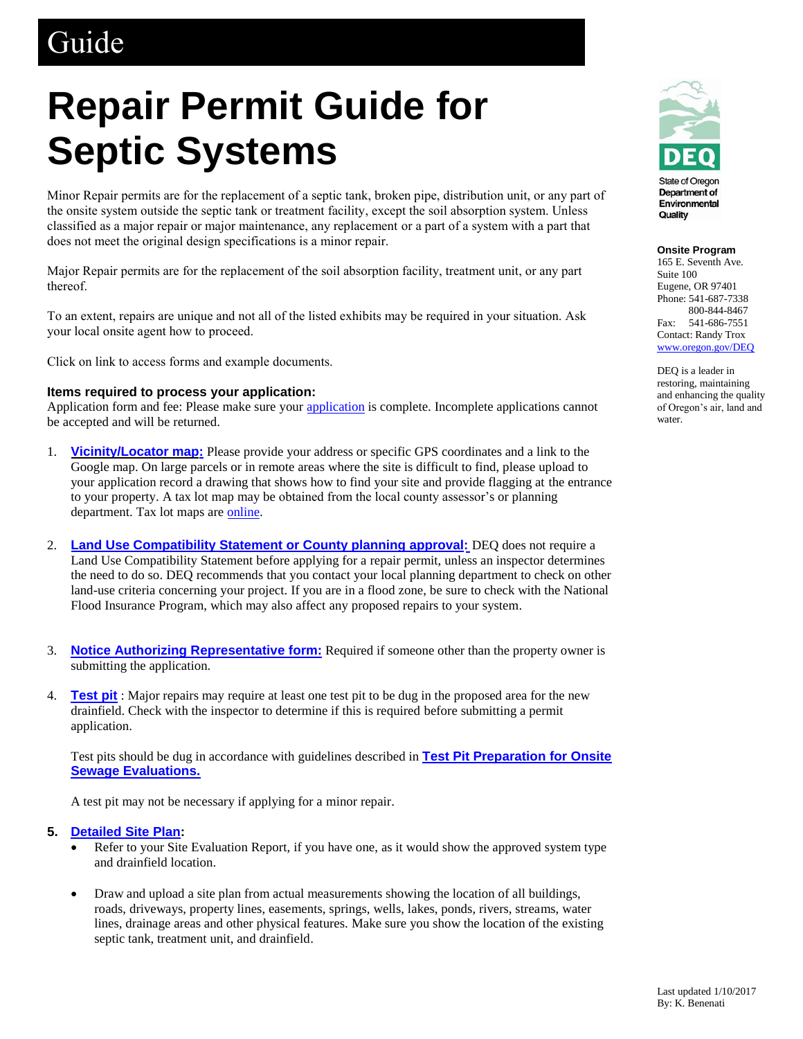Guide

# Repair Permit Guide for Septic Systems

Minor Repair permits are for the replacement of a septic tank, broken pipe, distribution unit, or any part of the onsite system outside the septic tank or treatment facility, except the soil absorption system. Unless classified as a major repair or major maintenance, any replacement or a part of a system with a part that does not meet the original design specifications is a minor repair.

Major Repair permits are for the replacement of the soil absorption facility, treatment unit, or any part thereof.

To an extent, repairs are unique and not all of the listed exhibits may be required in your situation. Ask your local onsite agent how to proceed.

Click on link to access forms and example documents.

#### Items required to process your application:

Application form and fee: Please make sure your application is complete. Incomplete applications cannot be accepted and will be returned.

1. **Vicinity/Locator map:** Please provide your address or specific GPS coordinates and a link to the Google map. On large parcels or in remote areas where the site is difficult to find, please upload to your application record a drawing that shows how to find your site and provide flagging at the entrance to your property. A tax lot map may be obtained from the local county assessor's or planning department. Tax lot maps are online.

2. **Land Use Compatibility Statement or County planning approval:** DEQ does not require a Land Use Compatibility Statement before applying for a repair permit, unless an inspector determines the need to do so. DEQ recommends that you contact your local planning department to check on other land-use criteria concerning your project. If you are in a flood zone, be sure to check with the National Flood Insurance Program, which may also affect any proposed repairs to your system.

3. **Notice Authorizing Representative form:** Required if someone other than the property owner is submitting the application.

4. **Test pit** : Major repairs may require at least one test pit to be dug in the proposed area for the new drainfield. Check with the inspector to determine if this is required before submitting a permit application.

   Test pits should be dug in accordance with guidelines described in **Test Pit Preparation for Onsite Sewage Evaluations.**

   A test pit may not be necessary if applying for a minor repair.

5. **Detailed Site Plan:**
   - Refer to your Site Evaluation Report, if you have one, as it would show the approved system type and drainfield location.
   - Draw and upload a site plan from actual measurements showing the location of all buildings, roads, driveways, property lines, easements, springs, wells, lakes, ponds, rivers, streams, water lines, drainage areas and other physical features. Make sure you show the location of the existing septic tank, treatment unit, and drainfield.

State of Oregon Department of Environmental Quality

**Onsite Program**
165 E. Seventh Ave.
Suite 100
Eugene, OR 97401
Phone: 541-687-7338
800-844-8467
Fax: 541-686-7551
Contact: Randy Trox
www.oregon.gov/DEQ

DEQ is a leader in restoring, maintaining and enhancing the quality of Oregon's air, land and water.

Last updated 1/10/2017
By: K. Benenati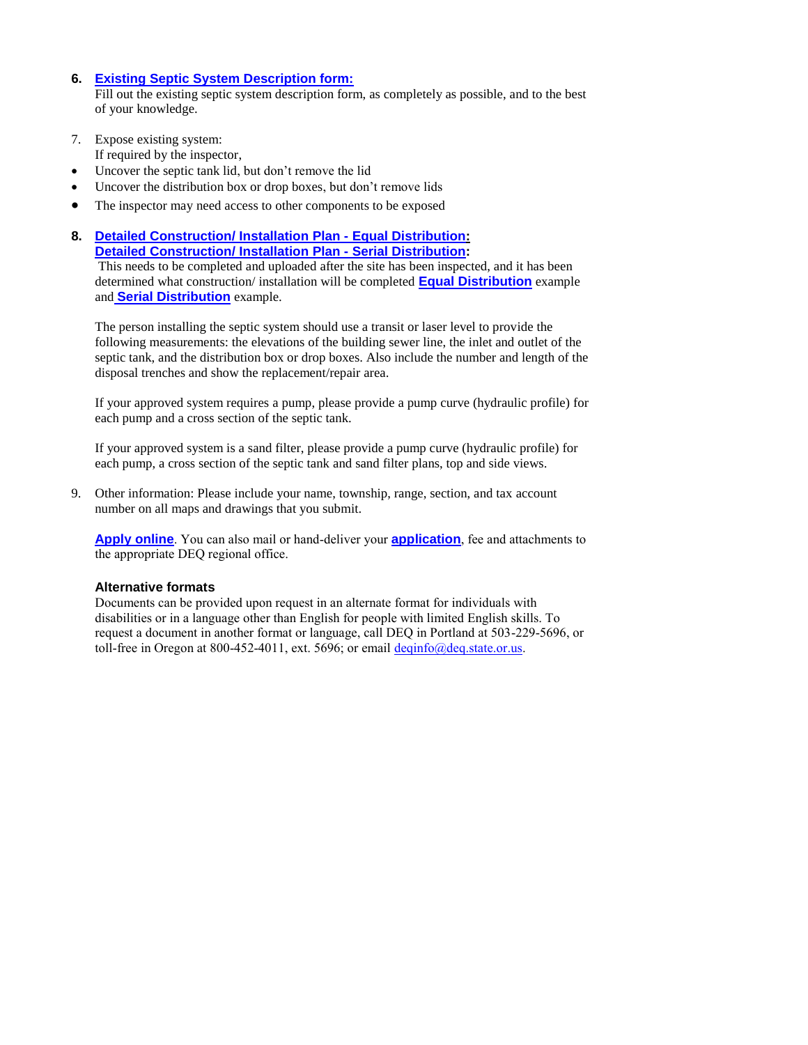6. **Existing Septic System Description form:**
   Fill out the existing septic system description form, as completely as possible, and to the best of your knowledge.

7. Expose existing system:
   If required by the inspector,

- Uncover the septic tank lid, but don't remove the lid
- Uncover the distribution box or drop boxes, but don't remove lids
- The inspector may need access to other components to be exposed

8. **Detailed Construction/ Installation Plan - Equal Distribution:**
   **Detailed Construction/ Installation Plan - Serial Distribution:**
   This needs to be completed and uploaded after the site has been inspected, and it has been determined what construction/ installation will be completed **Equal Distribution** example and **Serial Distribution** example.

   The person installing the septic system should use a transit or laser level to provide the following measurements: the elevations of the building sewer line, the inlet and outlet of the septic tank, and the distribution box or drop boxes. Also include the number and length of the disposal trenches and show the replacement/repair area.

   If your approved system requires a pump, please provide a pump curve (hydraulic profile) for each pump and a cross section of the septic tank.

   If your approved system is a sand filter, please provide a pump curve (hydraulic profile) for each pump, a cross section of the septic tank and sand filter plans, top and side views.

9. Other information: Please include your name, township, range, section, and tax account number on all maps and drawings that you submit.

   **Apply online**. You can also mail or hand-deliver your **application**, fee and attachments to the appropriate DEQ regional office.

### Alternative formats

Documents can be provided upon request in an alternate format for individuals with disabilities or in a language other than English for people with limited English skills. To request a document in another format or language, call DEQ in Portland at 503-229-5696, or toll-free in Oregon at 800-452-4011, ext. 5696; or email deqinfo@deq.state.or.us.